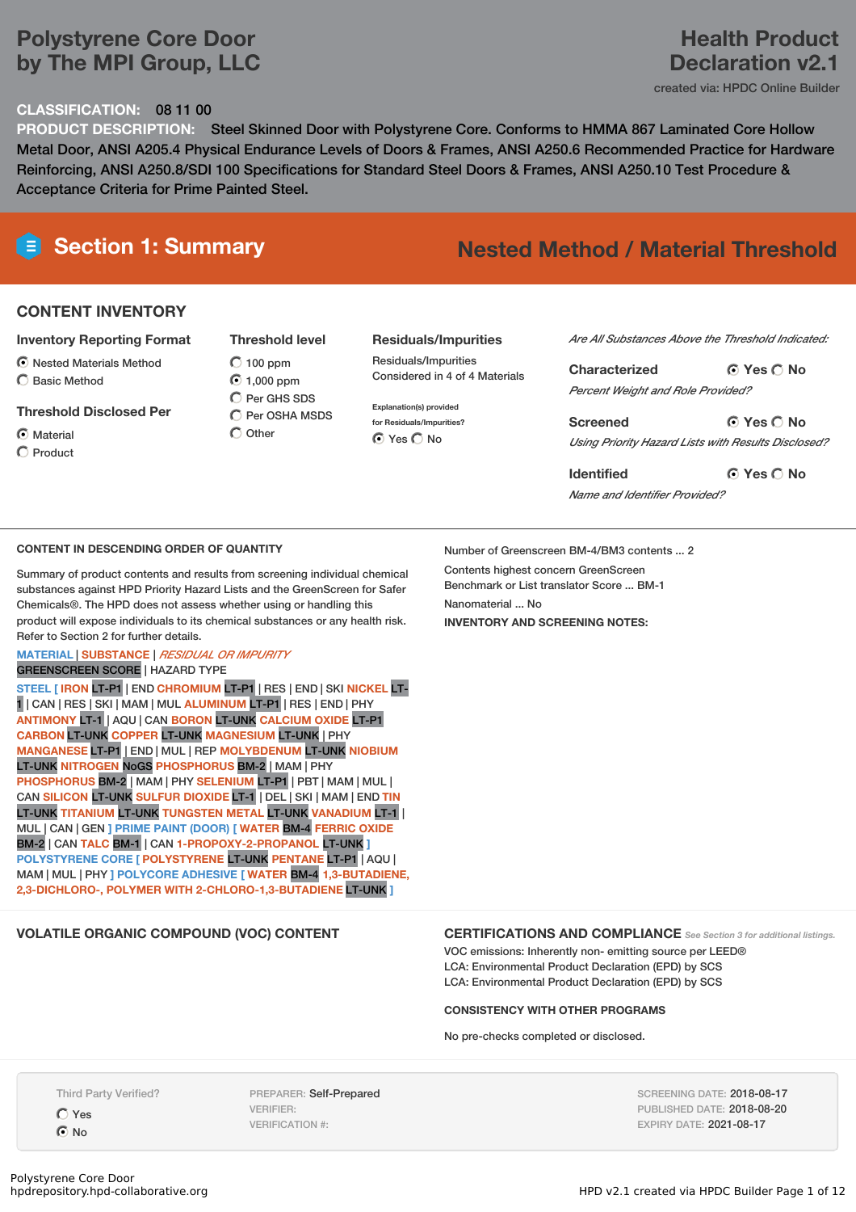# Polystyrene Core Door by The MPI Group, LLC

# Health Product Declaration v2.1

created via: HPDC Online Builder

**CLASSIFICATION:** 08 11 00

**PRODUCT DESCRIPTION:** Steel Skinned Door with Polystyrene Core. Conforms to HMMA 867 Laminated Core Hollow Metal Door, ANSI A205.4 Physical Endurance Levels of Doors & Frames, ANSI A250.6 Recommended Practice for Hardware Reinforcing, ANSI A250.8/SDI 100 Specifications for Standard Steel Doors & Frames, ANSI A250.10 Test Procedure & Acceptance Criteria for Prime Painted Steel.

## Section 1: Summary

**Nested Method / Material Threshold**

### CONTENT INVENTORY

**Inventory Reporting Format**

- (•) Nested Materials Method
- ( ) Basic Method

**Threshold Disclosed Per**

- (•) Material
- ( ) Product

**Threshold level**

- ( ) 100 ppm
- (•) 1,000 ppm
- ( ) Per GHS SDS
- ( ) Per OSHA MSDS
- ( ) Other

**Residuals/Impurities**

Residuals/Impurities Considered in 4 of 4 Materials

Explanation(s) provided for Residuals/Impurities?
(•) Yes ( ) No

*Are All Substances Above the Threshold Indicated:*

**Characterized** (•) Yes ( ) No
*Percent Weight and Role Provided?*

**Screened** (•) Yes ( ) No
*Using Priority Hazard Lists with Results Disclosed?*

**Identified** (•) Yes ( ) No
*Name and Identifier Provided?*

### CONTENT IN DESCENDING ORDER OF QUANTITY

Summary of product contents and results from screening individual chemical substances against HPD Priority Hazard Lists and the GreenScreen for Safer Chemicals®. The HPD does not assess whether using or handling this product will expose individuals to its chemical substances or any health risk. Refer to Section 2 for further details.

MATERIAL | SUBSTANCE | *RESIDUAL OR IMPURITY*
GREENSCREEN SCORE | HAZARD TYPE

STEEL [ IRON LT-P1 | END CHROMIUM LT-P1 | RES | END | SKI NICKEL LT-1 | CAN | RES | SKI | MAM | MUL ALUMINUM LT-P1 | RES | END | PHY ANTIMONY LT-1 | AQU | CAN BORON LT-UNK CALCIUM OXIDE LT-P1 CARBON LT-UNK COPPER LT-UNK MAGNESIUM LT-UNK | PHY MANGANESE LT-P1 | END | MUL | REP MOLYBDENUM LT-UNK NIOBIUM LT-UNK NITROGEN NoGS PHOSPHORUS BM-2 | MAM | PHY PHOSPHORUS BM-2 | MAM | PHY SELENIUM LT-P1 | PBT | MAM | MUL | CAN SILICON LT-UNK SULFUR DIOXIDE LT-1 | DEL | SKI | MAM | END TIN LT-UNK TITANIUM LT-UNK TUNGSTEN METAL LT-UNK VANADIUM LT-1 | MUL | CAN | GEN ] PRIME PAINT (DOOR) [ WATER BM-4 FERRIC OXIDE BM-2 | CAN TALC BM-1 | CAN 1-PROPOXY-2-PROPANOL LT-UNK ] POLYSTYRENE CORE [ POLYSTYRENE LT-UNK PENTANE LT-P1 | AQU | MAM | MUL | PHY ] POLYCORE ADHESIVE [ WATER BM-4 1,3-BUTADIENE, 2,3-DICHLORO-, POLYMER WITH 2-CHLORO-1,3-BUTADIENE LT-UNK ]

Number of Greenscreen BM-4/BM3 contents ... 2

Contents highest concern GreenScreen Benchmark or List translator Score ... BM-1

Nanomaterial ... No

**INVENTORY AND SCREENING NOTES:**

### VOLATILE ORGANIC COMPOUND (VOC) CONTENT

### CERTIFICATIONS AND COMPLIANCE

*See Section 3 for additional listings.*

VOC emissions: Inherently non- emitting source per LEED®
LCA: Environmental Product Declaration (EPD) by SCS
LCA: Environmental Product Declaration (EPD) by SCS

**CONSISTENCY WITH OTHER PROGRAMS**

No pre-checks completed or disclosed.

Third Party Verified?
( ) Yes
(•) No

PREPARER: Self-Prepared
VERIFIER:
VERIFICATION #:

SCREENING DATE: 2018-08-17
PUBLISHED DATE: 2018-08-20
EXPIRY DATE: 2021-08-17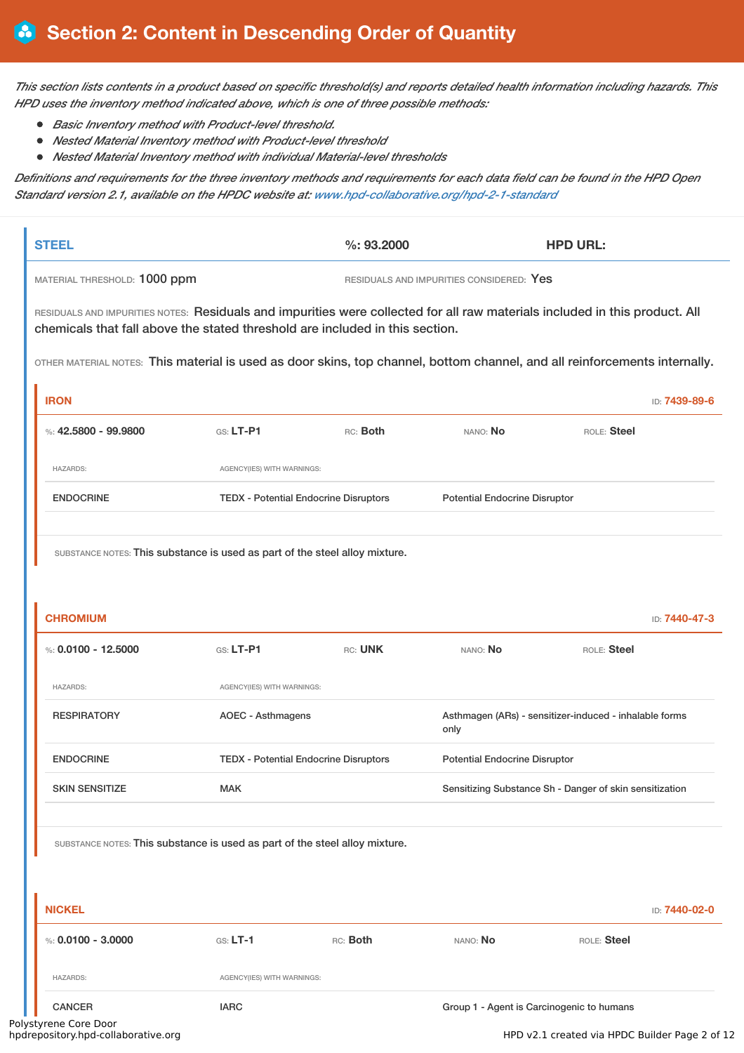## Section 2: Content in Descending Order of Quantity

*This section lists contents in a product based on specific threshold(s) and reports detailed health information including hazards. This HPD uses the inventory method indicated above, which is one of three possible methods:*

- *Basic Inventory method with Product-level threshold.*
- *Nested Material Inventory method with Product-level threshold*
- *Nested Material Inventory method with individual Material-level thresholds*

*Definitions and requirements for the three inventory methods and requirements for each data field can be found in the HPD Open Standard version 2.1, available on the HPDC website at: www.hpd-collaborative.org/hpd-2-1-standard*

### STEEL

**%: 93.2000** | **HPD URL:**

MATERIAL THRESHOLD: 1000 ppm

RESIDUALS AND IMPURITIES CONSIDERED: Yes

RESIDUALS AND IMPURITIES NOTES: Residuals and impurities were collected for all raw materials included in this product. All chemicals that fall above the stated threshold are included in this section.

OTHER MATERIAL NOTES: This material is used as door skins, top channel, bottom channel, and all reinforcements internally.

#### IRON

ID: 7439-89-6

%: **42.5800 - 99.9800** | GS: **LT-P1** | RC: **Both** | NANO: **No** | ROLE: **Steel**

| HAZARDS: | AGENCY(IES) WITH WARNINGS: | |
|---|---|---|
| ENDOCRINE | TEDX - Potential Endocrine Disruptors | Potential Endocrine Disruptor |

SUBSTANCE NOTES: This substance is used as part of the steel alloy mixture.

#### CHROMIUM

ID: 7440-47-3

%: **0.0100 - 12.5000** | GS: **LT-P1** | RC: **UNK** | NANO: **No** | ROLE: **Steel**

| HAZARDS: | AGENCY(IES) WITH WARNINGS: | |
|---|---|---|
| RESPIRATORY | AOEC - Asthmagens | Asthmagen (ARs) - sensitizer-induced - inhalable forms only |
| ENDOCRINE | TEDX - Potential Endocrine Disruptors | Potential Endocrine Disruptor |
| SKIN SENSITIZE | MAK | Sensitizing Substance Sh - Danger of skin sensitization |

SUBSTANCE NOTES: This substance is used as part of the steel alloy mixture.

#### NICKEL

ID: 7440-02-0

%: **0.0100 - 3.0000** | GS: **LT-1** | RC: **Both** | NANO: **No** | ROLE: **Steel**

| HAZARDS: | AGENCY(IES) WITH WARNINGS: | |
|---|---|---|
| CANCER | IARC | Group 1 - Agent is Carcinogenic to humans |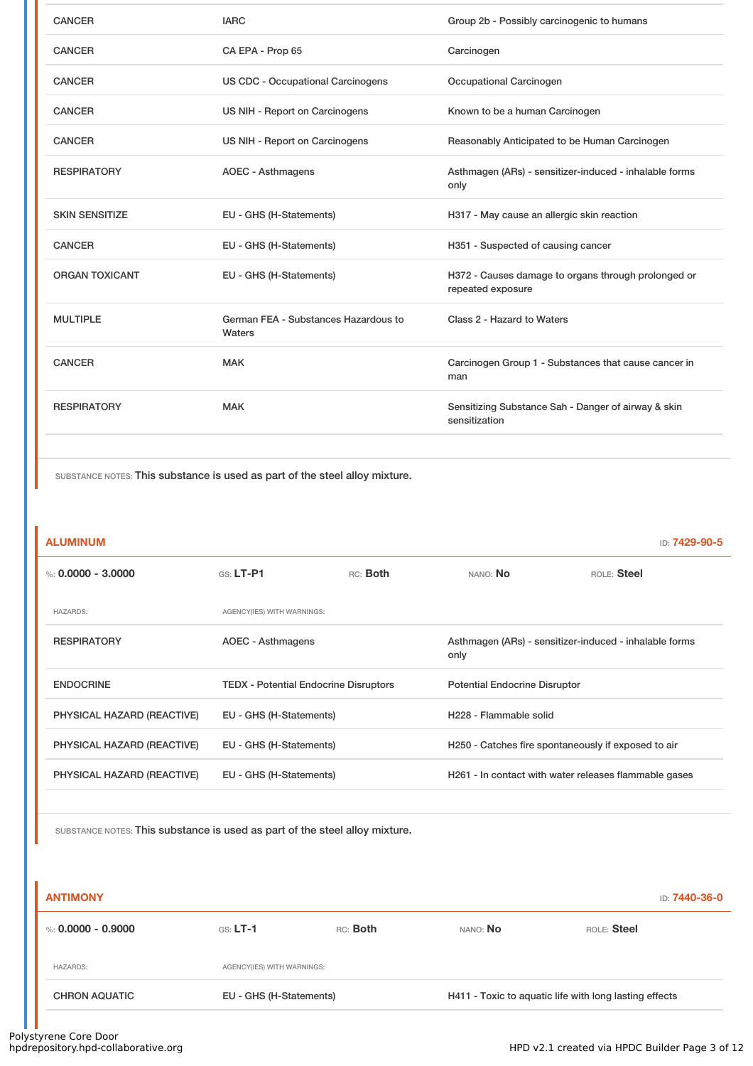| | | |
|---|---|---|
| CANCER | IARC | Group 2b - Possibly carcinogenic to humans |
| CANCER | CA EPA - Prop 65 | Carcinogen |
| CANCER | US CDC - Occupational Carcinogens | Occupational Carcinogen |
| CANCER | US NIH - Report on Carcinogens | Known to be a human Carcinogen |
| CANCER | US NIH - Report on Carcinogens | Reasonably Anticipated to be Human Carcinogen |
| RESPIRATORY | AOEC - Asthmagens | Asthmagen (ARs) - sensitizer-induced - inhalable forms only |
| SKIN SENSITIZE | EU - GHS (H-Statements) | H317 - May cause an allergic skin reaction |
| CANCER | EU - GHS (H-Statements) | H351 - Suspected of causing cancer |
| ORGAN TOXICANT | EU - GHS (H-Statements) | H372 - Causes damage to organs through prolonged or repeated exposure |
| MULTIPLE | German FEA - Substances Hazardous to Waters | Class 2 - Hazard to Waters |
| CANCER | MAK | Carcinogen Group 1 - Substances that cause cancer in man |
| RESPIRATORY | MAK | Sensitizing Substance Sah - Danger of airway & skin sensitization |

SUBSTANCE NOTES: This substance is used as part of the steel alloy mixture.

## ALUMINUM

ID: **7429-90-5**

%: **0.0000 - 3.0000** GS: **LT-P1** RC: **Both** NANO: **No** ROLE: **Steel**

| HAZARDS: | AGENCY(IES) WITH WARNINGS: | |
|---|---|---|
| RESPIRATORY | AOEC - Asthmagens | Asthmagen (ARs) - sensitizer-induced - inhalable forms only |
| ENDOCRINE | TEDX - Potential Endocrine Disruptors | Potential Endocrine Disruptor |
| PHYSICAL HAZARD (REACTIVE) | EU - GHS (H-Statements) | H228 - Flammable solid |
| PHYSICAL HAZARD (REACTIVE) | EU - GHS (H-Statements) | H250 - Catches fire spontaneously if exposed to air |
| PHYSICAL HAZARD (REACTIVE) | EU - GHS (H-Statements) | H261 - In contact with water releases flammable gases |

SUBSTANCE NOTES: This substance is used as part of the steel alloy mixture.

## ANTIMONY

ID: **7440-36-0**

%: **0.0000 - 0.9000** GS: **LT-1** RC: **Both** NANO: **No** ROLE: **Steel**

| HAZARDS: | AGENCY(IES) WITH WARNINGS: | |
|---|---|---|
| CHRON AQUATIC | EU - GHS (H-Statements) | H411 - Toxic to aquatic life with long lasting effects |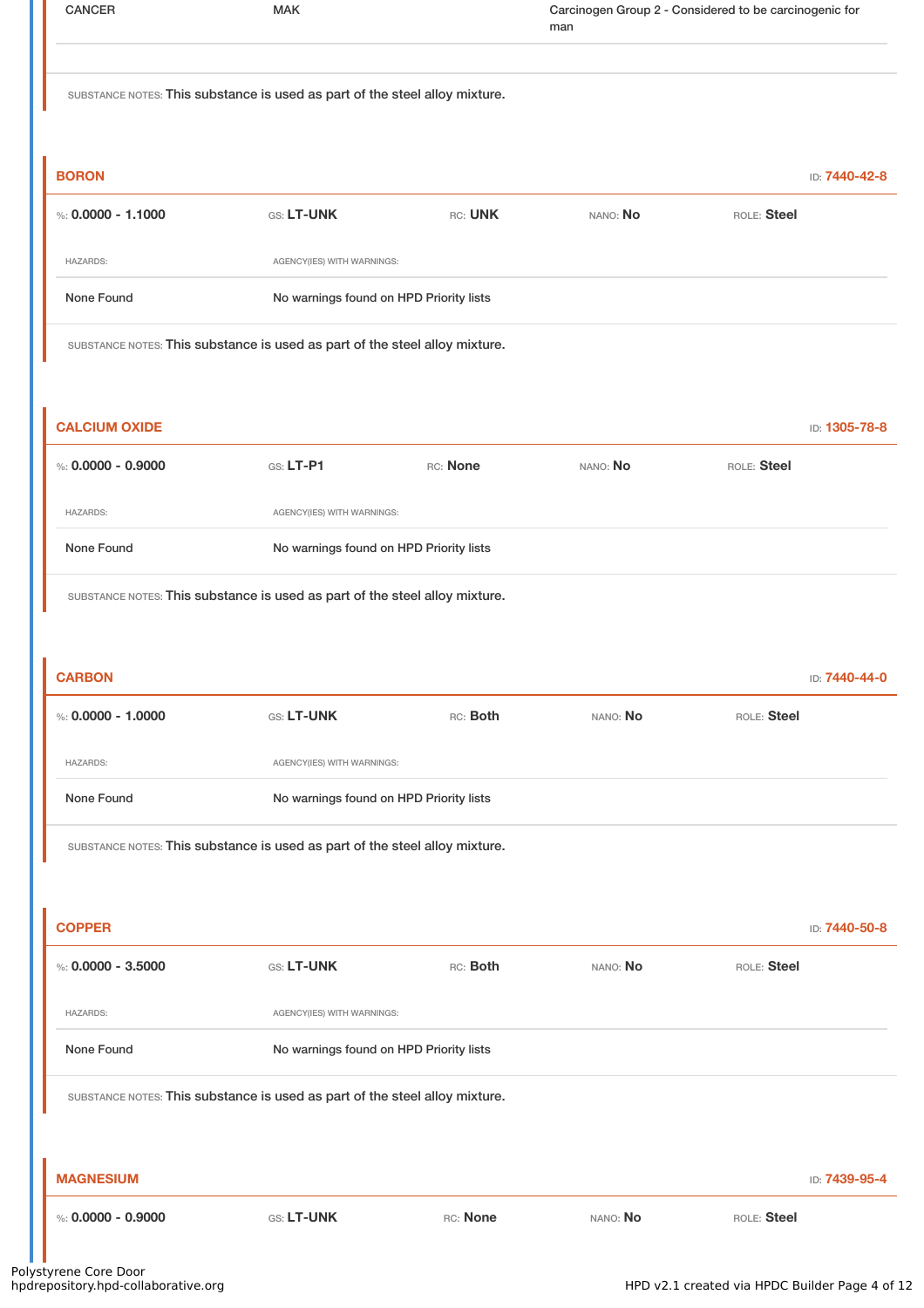| CANCER | MAK | Carcinogen Group 2 - Considered to be carcinogenic for man |
|---|---|---|

SUBSTANCE NOTES: This substance is used as part of the steel alloy mixture.

### BORON

ID: **7440-42-8**

%: **0.0000 - 1.1000** GS: **LT-UNK** RC: **UNK** NANO: **No** ROLE: **Steel**

| HAZARDS: | AGENCY(IES) WITH WARNINGS: |
|---|---|
| None Found | No warnings found on HPD Priority lists |

SUBSTANCE NOTES: This substance is used as part of the steel alloy mixture.

### CALCIUM OXIDE

ID: **1305-78-8**

%: **0.0000 - 0.9000** GS: **LT-P1** RC: **None** NANO: **No** ROLE: **Steel**

| HAZARDS: | AGENCY(IES) WITH WARNINGS: |
|---|---|
| None Found | No warnings found on HPD Priority lists |

SUBSTANCE NOTES: This substance is used as part of the steel alloy mixture.

### CARBON

ID: **7440-44-0**

%: **0.0000 - 1.0000** GS: **LT-UNK** RC: **Both** NANO: **No** ROLE: **Steel**

| HAZARDS: | AGENCY(IES) WITH WARNINGS: |
|---|---|
| None Found | No warnings found on HPD Priority lists |

SUBSTANCE NOTES: This substance is used as part of the steel alloy mixture.

### COPPER

ID: **7440-50-8**

%: **0.0000 - 3.5000** GS: **LT-UNK** RC: **Both** NANO: **No** ROLE: **Steel**

| HAZARDS: | AGENCY(IES) WITH WARNINGS: |
|---|---|
| None Found | No warnings found on HPD Priority lists |

SUBSTANCE NOTES: This substance is used as part of the steel alloy mixture.

### MAGNESIUM

ID: **7439-95-4**

%: **0.0000 - 0.9000** GS: **LT-UNK** RC: **None** NANO: **No** ROLE: **Steel**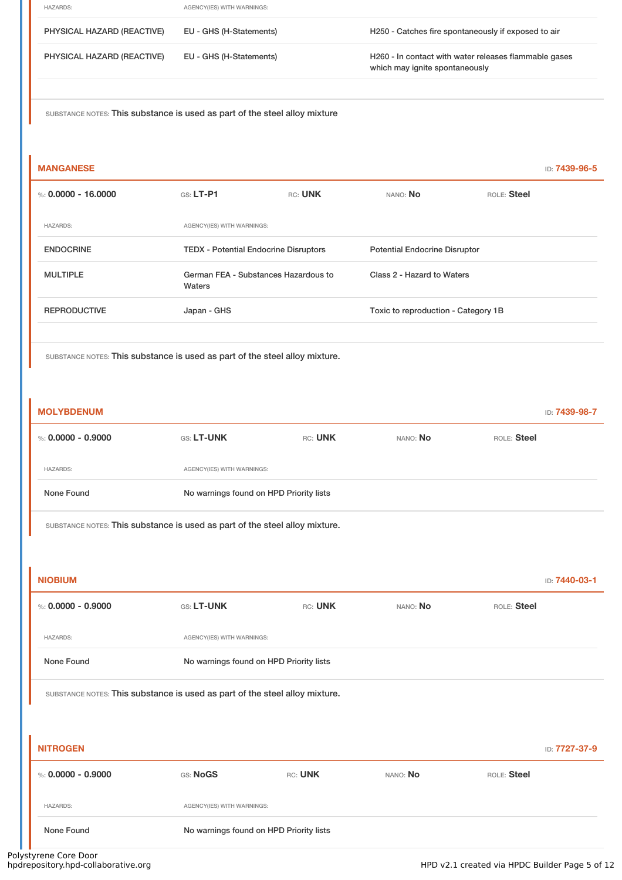| HAZARDS: | AGENCY(IES) WITH WARNINGS: | |
|---|---|---|
| PHYSICAL HAZARD (REACTIVE) | EU - GHS (H-Statements) | H250 - Catches fire spontaneously if exposed to air |
| PHYSICAL HAZARD (REACTIVE) | EU - GHS (H-Statements) | H260 - In contact with water releases flammable gases which may ignite spontaneously |

SUBSTANCE NOTES: This substance is used as part of the steel alloy mixture

## MANGANESE

ID: **7439-96-5**

%: **0.0000 - 16.0000** GS: **LT-P1** RC: **UNK** NANO: **No** ROLE: **Steel**

| HAZARDS: | AGENCY(IES) WITH WARNINGS: | |
|---|---|---|
| ENDOCRINE | TEDX - Potential Endocrine Disruptors | Potential Endocrine Disruptor |
| MULTIPLE | German FEA - Substances Hazardous to Waters | Class 2 - Hazard to Waters |
| REPRODUCTIVE | Japan - GHS | Toxic to reproduction - Category 1B |

SUBSTANCE NOTES: This substance is used as part of the steel alloy mixture.

## MOLYBDENUM

ID: **7439-98-7**

%: **0.0000 - 0.9000** GS: **LT-UNK** RC: **UNK** NANO: **No** ROLE: **Steel**

| HAZARDS: | AGENCY(IES) WITH WARNINGS: |
|---|---|
| None Found | No warnings found on HPD Priority lists |

SUBSTANCE NOTES: This substance is used as part of the steel alloy mixture.

## NIOBIUM

ID: **7440-03-1**

%: **0.0000 - 0.9000** GS: **LT-UNK** RC: **UNK** NANO: **No** ROLE: **Steel**

| HAZARDS: | AGENCY(IES) WITH WARNINGS: |
|---|---|
| None Found | No warnings found on HPD Priority lists |

SUBSTANCE NOTES: This substance is used as part of the steel alloy mixture.

## NITROGEN

ID: **7727-37-9**

%: **0.0000 - 0.9000** GS: **NoGS** RC: **UNK** NANO: **No** ROLE: **Steel**

| HAZARDS: | AGENCY(IES) WITH WARNINGS: |
|---|---|
| None Found | No warnings found on HPD Priority lists |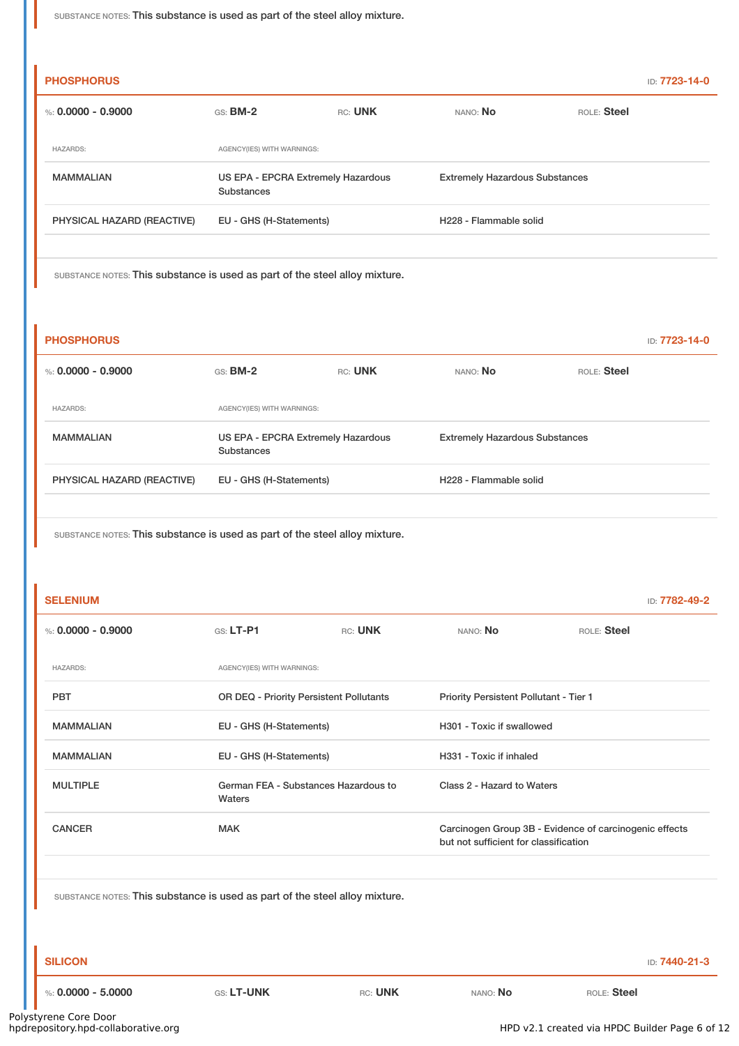SUBSTANCE NOTES: This substance is used as part of the steel alloy mixture.

### PHOSPHORUS

ID: **7723-14-0**

%: **0.0000 - 0.9000** GS: **BM-2** RC: **UNK** NANO: **No** ROLE: **Steel**

| HAZARDS: | AGENCY(IES) WITH WARNINGS: | |
|---|---|---|
| MAMMALIAN | US EPA - EPCRA Extremely Hazardous Substances | Extremely Hazardous Substances |
| PHYSICAL HAZARD (REACTIVE) | EU - GHS (H-Statements) | H228 - Flammable solid |

SUBSTANCE NOTES: This substance is used as part of the steel alloy mixture.

### PHOSPHORUS

ID: **7723-14-0**

%: **0.0000 - 0.9000** GS: **BM-2** RC: **UNK** NANO: **No** ROLE: **Steel**

| HAZARDS: | AGENCY(IES) WITH WARNINGS: | |
|---|---|---|
| MAMMALIAN | US EPA - EPCRA Extremely Hazardous Substances | Extremely Hazardous Substances |
| PHYSICAL HAZARD (REACTIVE) | EU - GHS (H-Statements) | H228 - Flammable solid |

SUBSTANCE NOTES: This substance is used as part of the steel alloy mixture.

### SELENIUM

ID: **7782-49-2**

%: **0.0000 - 0.9000** GS: **LT-P1** RC: **UNK** NANO: **No** ROLE: **Steel**

| HAZARDS: | AGENCY(IES) WITH WARNINGS: | |
|---|---|---|
| PBT | OR DEQ - Priority Persistent Pollutants | Priority Persistent Pollutant - Tier 1 |
| MAMMALIAN | EU - GHS (H-Statements) | H301 - Toxic if swallowed |
| MAMMALIAN | EU - GHS (H-Statements) | H331 - Toxic if inhaled |
| MULTIPLE | German FEA - Substances Hazardous to Waters | Class 2 - Hazard to Waters |
| CANCER | MAK | Carcinogen Group 3B - Evidence of carcinogenic effects but not sufficient for classification |

SUBSTANCE NOTES: This substance is used as part of the steel alloy mixture.

### SILICON

ID: **7440-21-3**

%: **0.0000 - 5.0000** GS: **LT-UNK** RC: **UNK** NANO: **No** ROLE: **Steel**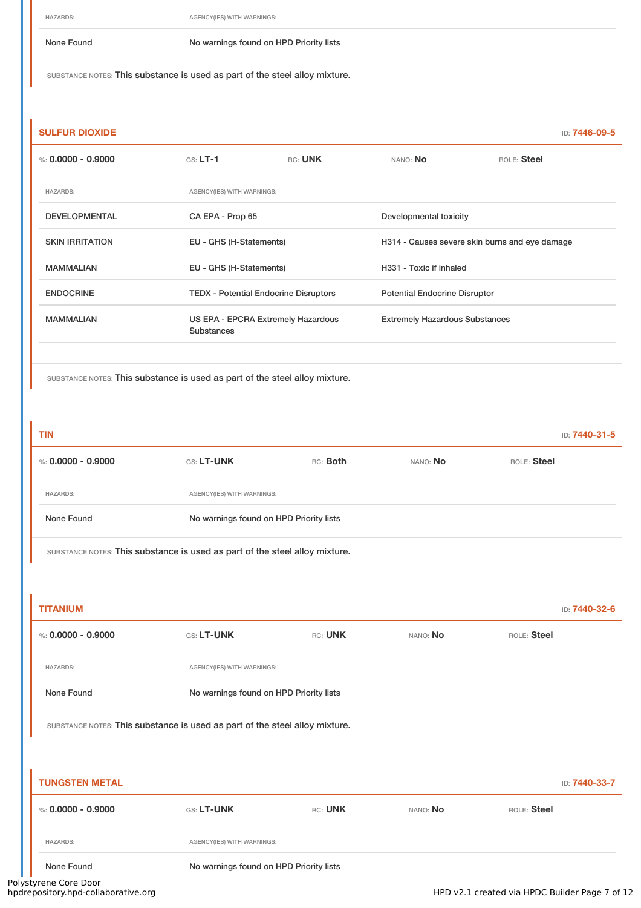| HAZARDS: | AGENCY(IES) WITH WARNINGS: |
|---|---|
| None Found | No warnings found on HPD Priority lists |

SUBSTANCE NOTES: This substance is used as part of the steel alloy mixture.

## SULFUR DIOXIDE

ID: 7446-09-5

%: **0.0000 - 0.9000** GS: **LT-1** RC: **UNK** NANO: **No** ROLE: **Steel**

| HAZARDS: | AGENCY(IES) WITH WARNINGS: | |
|---|---|---|
| DEVELOPMENTAL | CA EPA - Prop 65 | Developmental toxicity |
| SKIN IRRITATION | EU - GHS (H-Statements) | H314 - Causes severe skin burns and eye damage |
| MAMMALIAN | EU - GHS (H-Statements) | H331 - Toxic if inhaled |
| ENDOCRINE | TEDX - Potential Endocrine Disruptors | Potential Endocrine Disruptor |
| MAMMALIAN | US EPA - EPCRA Extremely Hazardous Substances | Extremely Hazardous Substances |

SUBSTANCE NOTES: This substance is used as part of the steel alloy mixture.

## TIN

ID: 7440-31-5

%: **0.0000 - 0.9000** GS: **LT-UNK** RC: **Both** NANO: **No** ROLE: **Steel**

| HAZARDS: | AGENCY(IES) WITH WARNINGS: |
|---|---|
| None Found | No warnings found on HPD Priority lists |

SUBSTANCE NOTES: This substance is used as part of the steel alloy mixture.

## TITANIUM

ID: 7440-32-6

%: **0.0000 - 0.9000** GS: **LT-UNK** RC: **UNK** NANO: **No** ROLE: **Steel**

| HAZARDS: | AGENCY(IES) WITH WARNINGS: |
|---|---|
| None Found | No warnings found on HPD Priority lists |

SUBSTANCE NOTES: This substance is used as part of the steel alloy mixture.

## TUNGSTEN METAL

ID: 7440-33-7

%: **0.0000 - 0.9000** GS: **LT-UNK** RC: **UNK** NANO: **No** ROLE: **Steel**

| HAZARDS: | AGENCY(IES) WITH WARNINGS: |
|---|---|
| None Found | No warnings found on HPD Priority lists |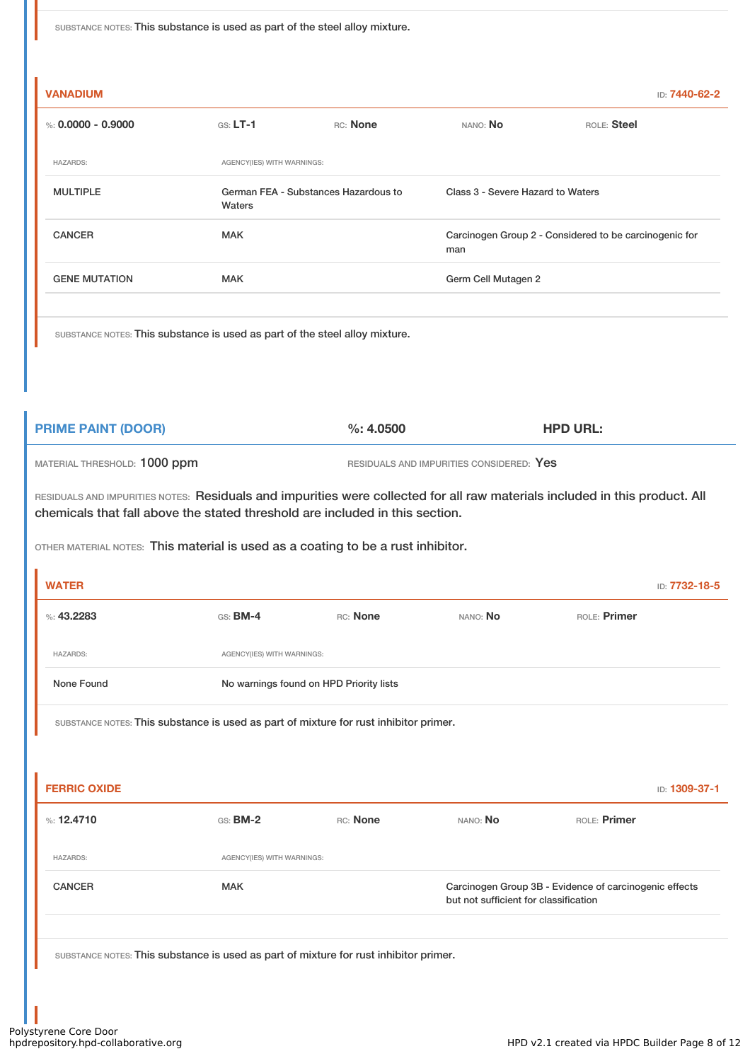SUBSTANCE NOTES: This substance is used as part of the steel alloy mixture.

#### VANADIUM

ID: 7440-62-2

%: 0.0000 - 0.9000 | GS: LT-1 | RC: None | NANO: No | ROLE: Steel

| HAZARDS: | AGENCY(IES) WITH WARNINGS: | |
|---|---|---|
| MULTIPLE | German FEA - Substances Hazardous to Waters | Class 3 - Severe Hazard to Waters |
| CANCER | MAK | Carcinogen Group 2 - Considered to be carcinogenic for man |
| GENE MUTATION | MAK | Germ Cell Mutagen 2 |

SUBSTANCE NOTES: This substance is used as part of the steel alloy mixture.

### PRIME PAINT (DOOR)

%: 4.0500 | HPD URL:

MATERIAL THRESHOLD: 1000 ppm | RESIDUALS AND IMPURITIES CONSIDERED: Yes

RESIDUALS AND IMPURITIES NOTES: Residuals and impurities were collected for all raw materials included in this product. All chemicals that fall above the stated threshold are included in this section.

OTHER MATERIAL NOTES: This material is used as a coating to be a rust inhibitor.

#### WATER

ID: 7732-18-5

%: 43.2283 | GS: BM-4 | RC: None | NANO: No | ROLE: Primer

| HAZARDS: | AGENCY(IES) WITH WARNINGS: |
|---|---|
| None Found | No warnings found on HPD Priority lists |

SUBSTANCE NOTES: This substance is used as part of mixture for rust inhibitor primer.

#### FERRIC OXIDE

ID: 1309-37-1

%: 12.4710 | GS: BM-2 | RC: None | NANO: No | ROLE: Primer

| HAZARDS: | AGENCY(IES) WITH WARNINGS: | |
|---|---|---|
| CANCER | MAK | Carcinogen Group 3B - Evidence of carcinogenic effects but not sufficient for classification |

SUBSTANCE NOTES: This substance is used as part of mixture for rust inhibitor primer.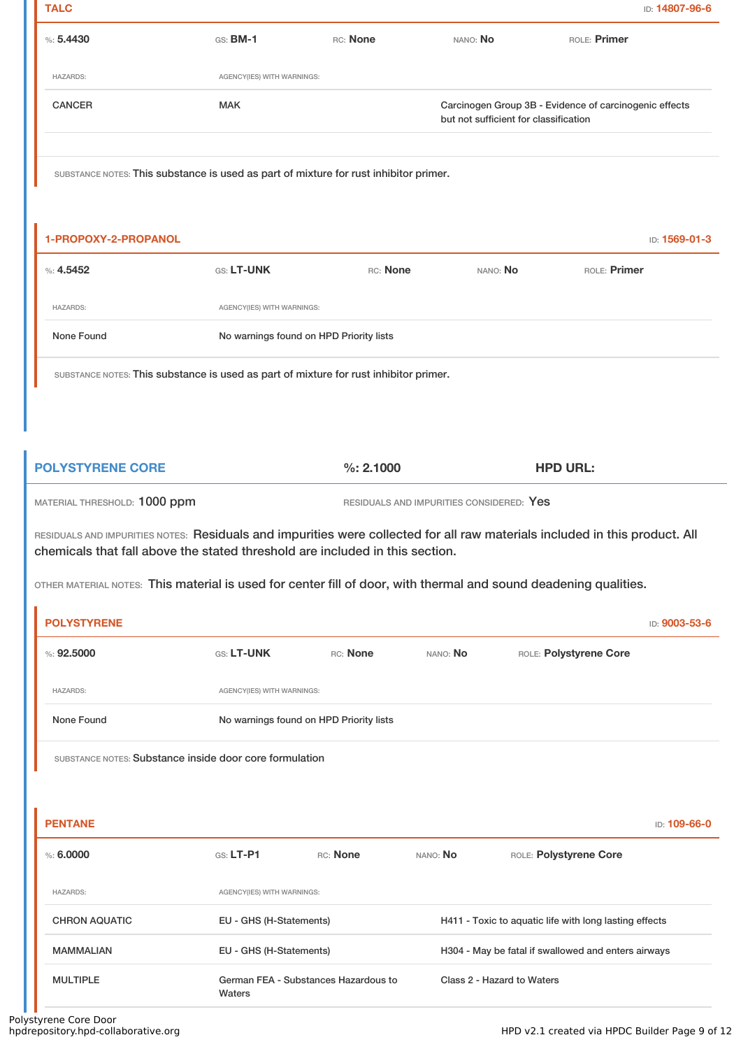### TALC

ID: 14807-96-6

%: **5.4430** | GS: **BM-1** | RC: **None** | NANO: **No** | ROLE: **Primer**

| HAZARDS: | AGENCY(IES) WITH WARNINGS: | |
|---|---|---|
| CANCER | MAK | Carcinogen Group 3B - Evidence of carcinogenic effects but not sufficient for classification |

SUBSTANCE NOTES: This substance is used as part of mixture for rust inhibitor primer.

### 1-PROPOXY-2-PROPANOL

ID: 1569-01-3

%: **4.5452** | GS: **LT-UNK** | RC: **None** | NANO: **No** | ROLE: **Primer**

| HAZARDS: | AGENCY(IES) WITH WARNINGS: |
|---|---|
| None Found | No warnings found on HPD Priority lists |

SUBSTANCE NOTES: This substance is used as part of mixture for rust inhibitor primer.

## POLYSTYRENE CORE

%: 2.1000

HPD URL:

MATERIAL THRESHOLD: 1000 ppm

RESIDUALS AND IMPURITIES CONSIDERED: Yes

RESIDUALS AND IMPURITIES NOTES: Residuals and impurities were collected for all raw materials included in this product. All chemicals that fall above the stated threshold are included in this section.

OTHER MATERIAL NOTES: This material is used for center fill of door, with thermal and sound deadening qualities.

### POLYSTYRENE

ID: 9003-53-6

%: **92.5000** | GS: **LT-UNK** | RC: **None** | NANO: **No** | ROLE: **Polystyrene Core**

| HAZARDS: | AGENCY(IES) WITH WARNINGS: |
|---|---|
| None Found | No warnings found on HPD Priority lists |

SUBSTANCE NOTES: Substance inside door core formulation

### PENTANE

ID: 109-66-0

%: **6.0000** | GS: **LT-P1** | RC: **None** | NANO: **No** | ROLE: **Polystyrene Core**

| HAZARDS: | AGENCY(IES) WITH WARNINGS: | |
|---|---|---|
| CHRON AQUATIC | EU - GHS (H-Statements) | H411 - Toxic to aquatic life with long lasting effects |
| MAMMALIAN | EU - GHS (H-Statements) | H304 - May be fatal if swallowed and enters airways |
| MULTIPLE | German FEA - Substances Hazardous to Waters | Class 2 - Hazard to Waters |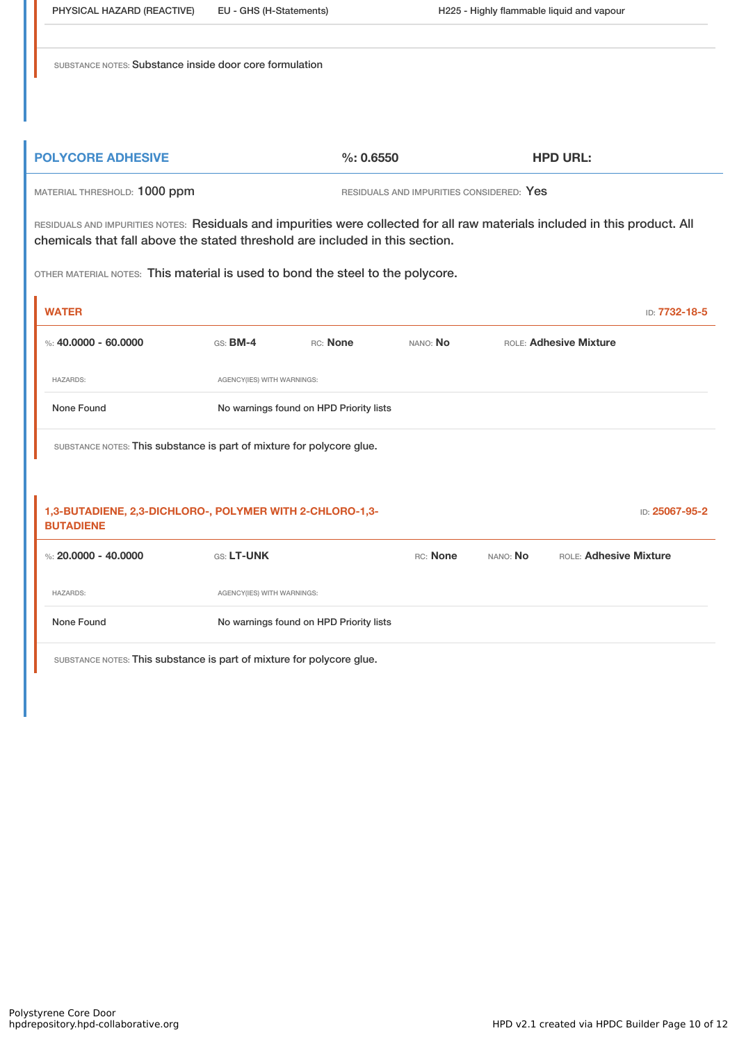| PHYSICAL HAZARD (REACTIVE) | EU - GHS (H-Statements) | H225 - Highly flammable liquid and vapour |
|---|---|---|

SUBSTANCE NOTES: Substance inside door core formulation

## POLYCORE ADHESIVE

%: 0.6550

HPD URL:

MATERIAL THRESHOLD: 1000 ppm

RESIDUALS AND IMPURITIES CONSIDERED: Yes

RESIDUALS AND IMPURITIES NOTES: Residuals and impurities were collected for all raw materials included in this product. All chemicals that fall above the stated threshold are included in this section.

OTHER MATERIAL NOTES: This material is used to bond the steel to the polycore.

### WATER

ID: 7732-18-5

%: 40.0000 - 60.0000 | GS: BM-4 | RC: None | NANO: No | ROLE: Adhesive Mixture

| HAZARDS: | AGENCY(IES) WITH WARNINGS: |
|---|---|
| None Found | No warnings found on HPD Priority lists |

SUBSTANCE NOTES: This substance is part of mixture for polycore glue.

### 1,3-BUTADIENE, 2,3-DICHLORO-, POLYMER WITH 2-CHLORO-1,3-BUTADIENE

ID: 25067-95-2

%: 20.0000 - 40.0000 | GS: LT-UNK | RC: None | NANO: No | ROLE: Adhesive Mixture

| HAZARDS: | AGENCY(IES) WITH WARNINGS: |
|---|---|
| None Found | No warnings found on HPD Priority lists |

SUBSTANCE NOTES: This substance is part of mixture for polycore glue.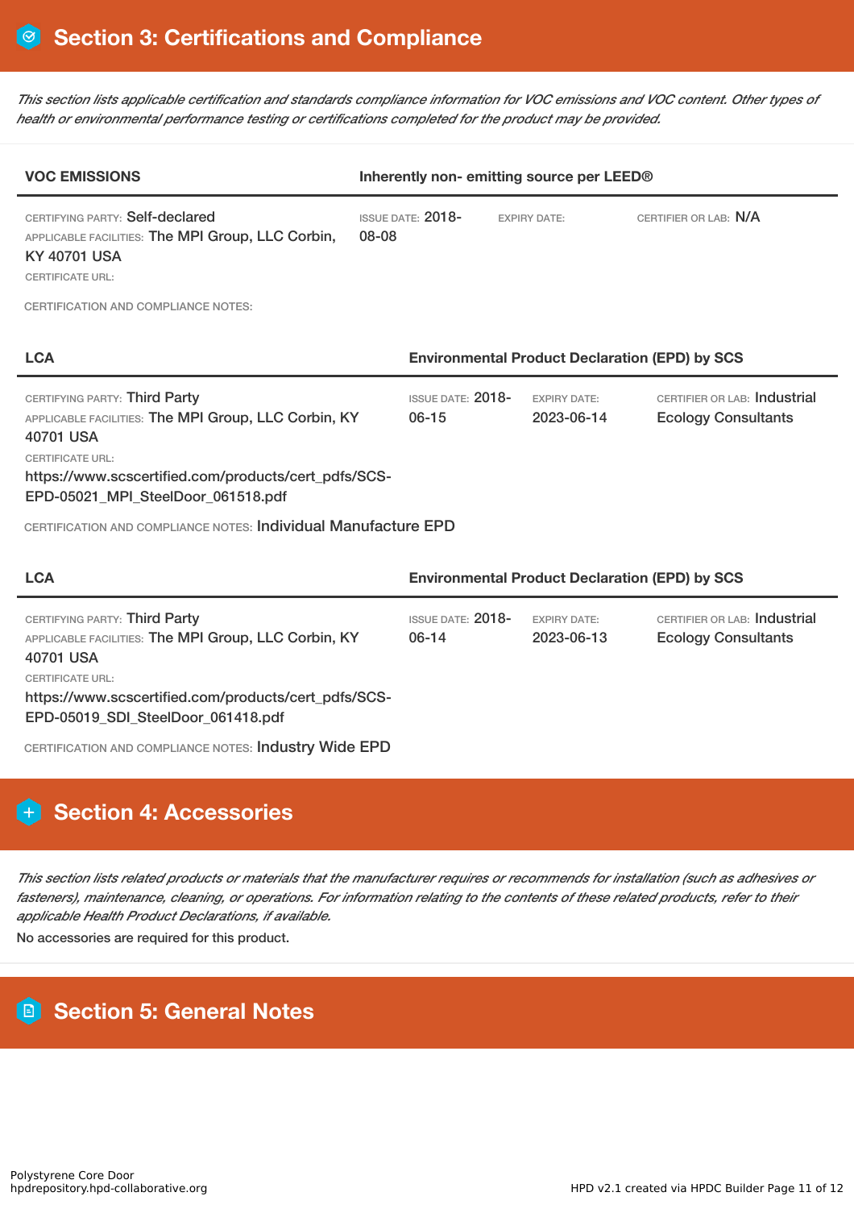## Section 3: Certifications and Compliance

*This section lists applicable certification and standards compliance information for VOC emissions and VOC content. Other types of health or environmental performance testing or certifications completed for the product may be provided.*

| VOC EMISSIONS | Inherently non- emitting source per LEED® | | |
|---|---|---|---|
| CERTIFYING PARTY: Self-declared<br>APPLICABLE FACILITIES: The MPI Group, LLC Corbin, KY 40701 USA<br>CERTIFICATE URL: | ISSUE DATE: 2018-08-08 | EXPIRY DATE: | CERTIFIER OR LAB: N/A |

CERTIFICATION AND COMPLIANCE NOTES:

| LCA | Environmental Product Declaration (EPD) by SCS | | |
|---|---|---|---|
| CERTIFYING PARTY: Third Party<br>APPLICABLE FACILITIES: The MPI Group, LLC Corbin, KY 40701 USA<br>CERTIFICATE URL:<br>https://www.scscertified.com/products/cert_pdfs/SCS-EPD-05021_MPI_SteelDoor_061518.pdf | ISSUE DATE: 2018-06-15 | EXPIRY DATE: 2023-06-14 | CERTIFIER OR LAB: Industrial Ecology Consultants |

CERTIFICATION AND COMPLIANCE NOTES: Individual Manufacture EPD

| LCA | Environmental Product Declaration (EPD) by SCS | | |
|---|---|---|---|
| CERTIFYING PARTY: Third Party<br>APPLICABLE FACILITIES: The MPI Group, LLC Corbin, KY 40701 USA<br>CERTIFICATE URL:<br>https://www.scscertified.com/products/cert_pdfs/SCS-EPD-05019_SDI_SteelDoor_061418.pdf | ISSUE DATE: 2018-06-14 | EXPIRY DATE: 2023-06-13 | CERTIFIER OR LAB: Industrial Ecology Consultants |

CERTIFICATION AND COMPLIANCE NOTES: Industry Wide EPD

## Section 4: Accessories

*This section lists related products or materials that the manufacturer requires or recommends for installation (such as adhesives or fasteners), maintenance, cleaning, or operations. For information relating to the contents of these related products, refer to their applicable Health Product Declarations, if available.*

No accessories are required for this product.

## Section 5: General Notes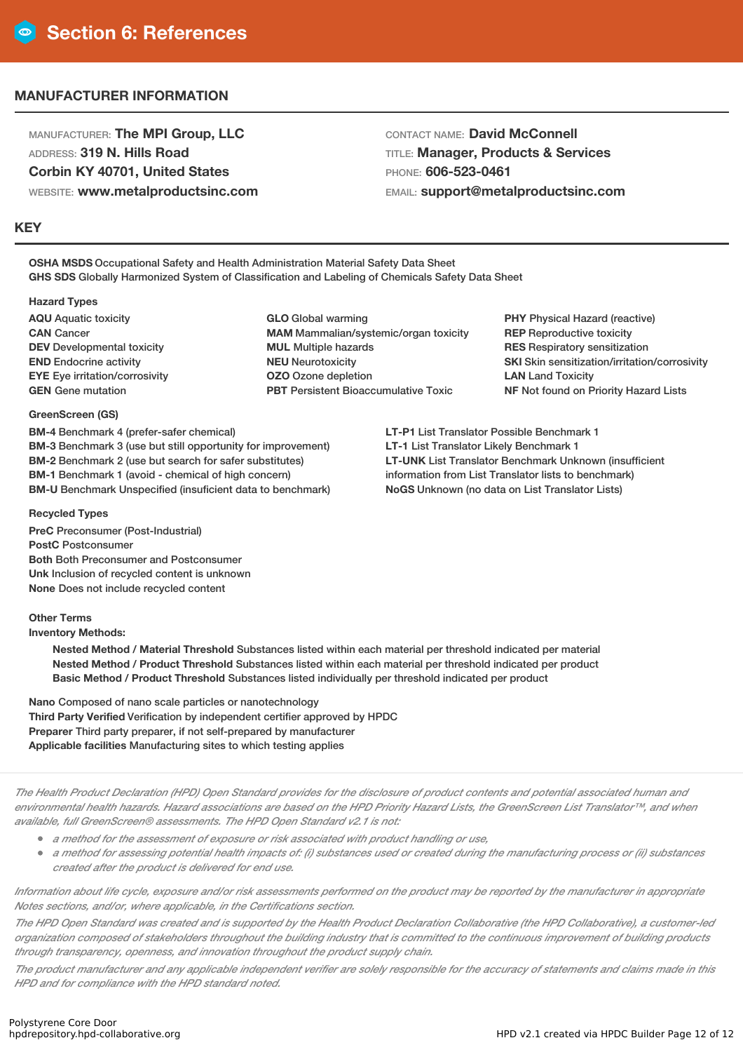# Section 6: References

## MANUFACTURER INFORMATION

MANUFACTURER: **The MPI Group, LLC**
ADDRESS: **319 N. Hills Road**
**Corbin KY 40701, United States**
WEBSITE: **www.metalproductsinc.com**

CONTACT NAME: **David McConnell**
TITLE: **Manager, Products & Services**
PHONE: **606-523-0461**
EMAIL: **support@metalproductsinc.com**

## KEY

**OSHA MSDS** Occupational Safety and Health Administration Material Safety Data Sheet
**GHS SDS** Globally Harmonized System of Classification and Labeling of Chemicals Safety Data Sheet

**Hazard Types**

**AQU** Aquatic toxicity
**CAN** Cancer
**DEV** Developmental toxicity
**END** Endocrine activity
**EYE** Eye irritation/corrosivity
**GEN** Gene mutation
**GLO** Global warming
**MAM** Mammalian/systemic/organ toxicity
**MUL** Multiple hazards
**NEU** Neurotoxicity
**OZO** Ozone depletion
**PBT** Persistent Bioaccumulative Toxic
**PHY** Physical Hazard (reactive)
**REP** Reproductive toxicity
**RES** Respiratory sensitization
**SKI** Skin sensitization/irritation/corrosivity
**LAN** Land Toxicity
**NF** Not found on Priority Hazard Lists

**GreenScreen (GS)**

**BM-4** Benchmark 4 (prefer-safer chemical)
**BM-3** Benchmark 3 (use but still opportunity for improvement)
**BM-2** Benchmark 2 (use but search for safer substitutes)
**BM-1** Benchmark 1 (avoid - chemical of high concern)
**BM-U** Benchmark Unspecified (insuficient data to benchmark)
**LT-P1** List Translator Possible Benchmark 1
**LT-1** List Translator Likely Benchmark 1
**LT-UNK** List Translator Benchmark Unknown (insufficient information from List Translator lists to benchmark)
**NoGS** Unknown (no data on List Translator Lists)

**Recycled Types**

**PreC** Preconsumer (Post-Industrial)
**PostC** Postconsumer
**Both** Both Preconsumer and Postconsumer
**Unk** Inclusion of recycled content is unknown
**None** Does not include recycled content

**Other Terms**
**Inventory Methods:**

- **Nested Method / Material Threshold** Substances listed within each material per threshold indicated per material
- **Nested Method / Product Threshold** Substances listed within each material per threshold indicated per product
- **Basic Method / Product Threshold** Substances listed individually per threshold indicated per product

**Nano** Composed of nano scale particles or nanotechnology
**Third Party Verified** Verification by independent certifier approved by HPDC
**Preparer** Third party preparer, if not self-prepared by manufacturer
**Applicable facilities** Manufacturing sites to which testing applies

*The Health Product Declaration (HPD) Open Standard provides for the disclosure of product contents and potential associated human and environmental health hazards. Hazard associations are based on the HPD Priority Hazard Lists, the GreenScreen List Translator™, and when available, full GreenScreen® assessments. The HPD Open Standard v2.1 is not:*

- *a method for the assessment of exposure or risk associated with product handling or use,*
- *a method for assessing potential health impacts of: (i) substances used or created during the manufacturing process or (ii) substances created after the product is delivered for end use.*

*Information about life cycle, exposure and/or risk assessments performed on the product may be reported by the manufacturer in appropriate Notes sections, and/or, where applicable, in the Certifications section.*

*The HPD Open Standard was created and is supported by the Health Product Declaration Collaborative (the HPD Collaborative), a customer-led organization composed of stakeholders throughout the building industry that is committed to the continuous improvement of building products through transparency, openness, and innovation throughout the product supply chain.*

*The product manufacturer and any applicable independent verifier are solely responsible for the accuracy of statements and claims made in this HPD and for compliance with the HPD standard noted.*